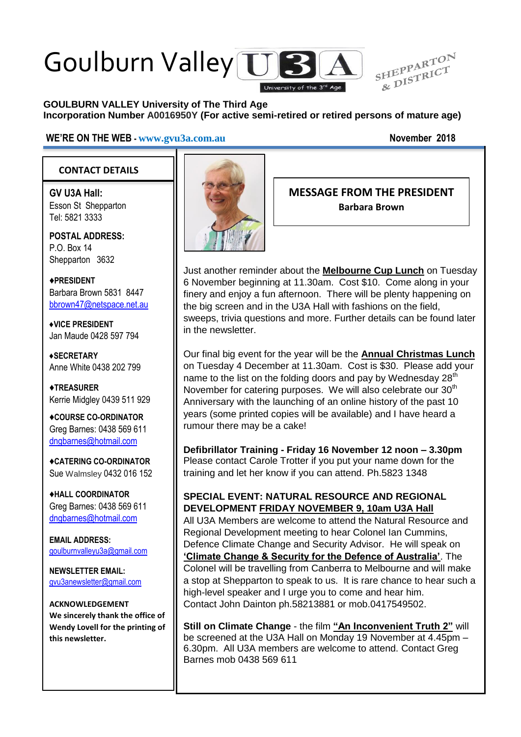# Goulburn Valley U3A

University of the 3rd Age

SHEPPARTON & DISTRICT

**GOULBURN VALLEY University of The Third Age**
**Incorporation Number A0016950Y (For active semi-retired or retired persons of mature age)**

**WE'RE ON THE WEB - www.gvu3a.com.au** **November 2018**

## CONTACT DETAILS

**GV U3A Hall:**
Esson St Shepparton
Tel: 5821 3333

**POSTAL ADDRESS:**
P.O. Box 14
Shepparton 3632

**♦PRESIDENT**
Barbara Brown 5831 8447
bbrown47@netspace.net.au

**♦VICE PRESIDENT**
Jan Maude 0428 597 794

**♦SECRETARY**
Anne White 0438 202 799

**♦TREASURER**
Kerrie Midgley 0439 511 929

**♦COURSE CO-ORDINATOR**
Greg Barnes: 0438 569 611
dngbarnes@hotmail.com

**♦CATERING CO-ORDINATOR**
Sue Walmsley 0432 016 152

**♦HALL COORDINATOR**
Greg Barnes: 0438 569 611
dngbarnes@hotmail.com

**EMAIL ADDRESS:**
goulburnvalleyu3a@gmail.com

**NEWSLETTER EMAIL:**
gvu3anewsletter@gmail.com

**ACKNOWLEDGEMENT**
**We sincerely thank the office of Wendy Lovell for the printing of this newsletter.**

## MESSAGE FROM THE PRESIDENT

**Barbara Brown**

Just another reminder about the **Melbourne Cup Lunch** on Tuesday 6 November beginning at 11.30am. Cost $10. Come along in your finery and enjoy a fun afternoon. There will be plenty happening on the big screen and in the U3A Hall with fashions on the field, sweeps, trivia questions and more. Further details can be found later in the newsletter.

Our final big event for the year will be the **Annual Christmas Lunch** on Tuesday 4 December at 11.30am. Cost is $30. Please add your name to the list on the folding doors and pay by Wednesday 28th November for catering purposes. We will also celebrate our 30th Anniversary with the launching of an online history of the past 10 years (some printed copies will be available) and I have heard a rumour there may be a cake!

**Defibrillator Training - Friday 16 November 12 noon – 3.30pm**
Please contact Carole Trotter if you put your name down for the training and let her know if you can attend. Ph.5823 1348

**SPECIAL EVENT: NATURAL RESOURCE AND REGIONAL DEVELOPMENT FRIDAY NOVEMBER 9, 10am U3A Hall**
All U3A Members are welcome to attend the Natural Resource and Regional Development meeting to hear Colonel Ian Cummins, Defence Climate Change and Security Advisor. He will speak on **'Climate Change & Security for the Defence of Australia'**. The Colonel will be travelling from Canberra to Melbourne and will make a stop at Shepparton to speak to us. It is rare chance to hear such a high-level speaker and I urge you to come and hear him.
Contact John Dainton ph.58213881 or mob.0417549502.

**Still on Climate Change** - the film **"An Inconvenient Truth 2"** will be screened at the U3A Hall on Monday 19 November at 4.45pm – 6.30pm. All U3A members are welcome to attend. Contact Greg Barnes mob 0438 569 611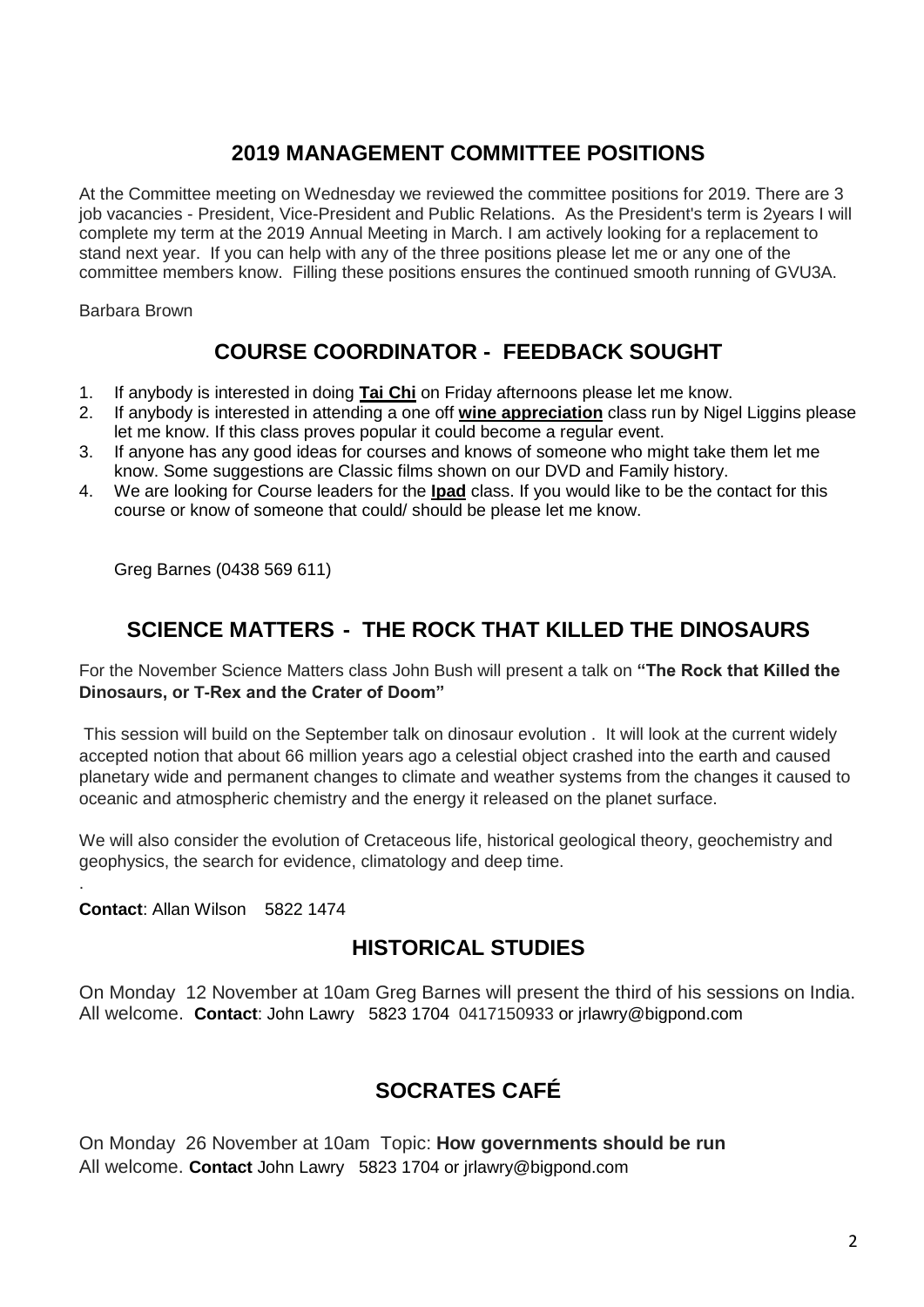## 2019 MANAGEMENT COMMITTEE POSITIONS

At the Committee meeting on Wednesday we reviewed the committee positions for 2019. There are 3 job vacancies - President, Vice-President and Public Relations. As the President's term is 2years I will complete my term at the 2019 Annual Meeting in March. I am actively looking for a replacement to stand next year. If you can help with any of the three positions please let me or any one of the committee members know. Filling these positions ensures the continued smooth running of GVU3A.

Barbara Brown

## COURSE COORDINATOR - FEEDBACK SOUGHT

1. If anybody is interested in doing **Tai Chi** on Friday afternoons please let me know.
2. If anybody is interested in attending a one off **wine appreciation** class run by Nigel Liggins please let me know. If this class proves popular it could become a regular event.
3. If anyone has any good ideas for courses and knows of someone who might take them let me know. Some suggestions are Classic films shown on our DVD and Family history.
4. We are looking for Course leaders for the **Ipad** class. If you would like to be the contact for this course or know of someone that could/ should be please let me know.

Greg Barnes (0438 569 611)

## SCIENCE MATTERS - THE ROCK THAT KILLED THE DINOSAURS

For the November Science Matters class John Bush will present a talk on **"The Rock that Killed the Dinosaurs, or T-Rex and the Crater of Doom"**

This session will build on the September talk on dinosaur evolution . It will look at the current widely accepted notion that about 66 million years ago a celestial object crashed into the earth and caused planetary wide and permanent changes to climate and weather systems from the changes it caused to oceanic and atmospheric chemistry and the energy it released on the planet surface.

We will also consider the evolution of Cretaceous life, historical geological theory, geochemistry and geophysics, the search for evidence, climatology and deep time.

.

**Contact**: Allan Wilson 5822 1474

## HISTORICAL STUDIES

On Monday 12 November at 10am Greg Barnes will present the third of his sessions on India. All welcome. **Contact**: John Lawry 5823 1704 0417150933 or jrlawry@bigpond.com

## SOCRATES CAFÉ

On Monday 26 November at 10am Topic: **How governments should be run**
All welcome. **Contact** John Lawry 5823 1704 or jrlawry@bigpond.com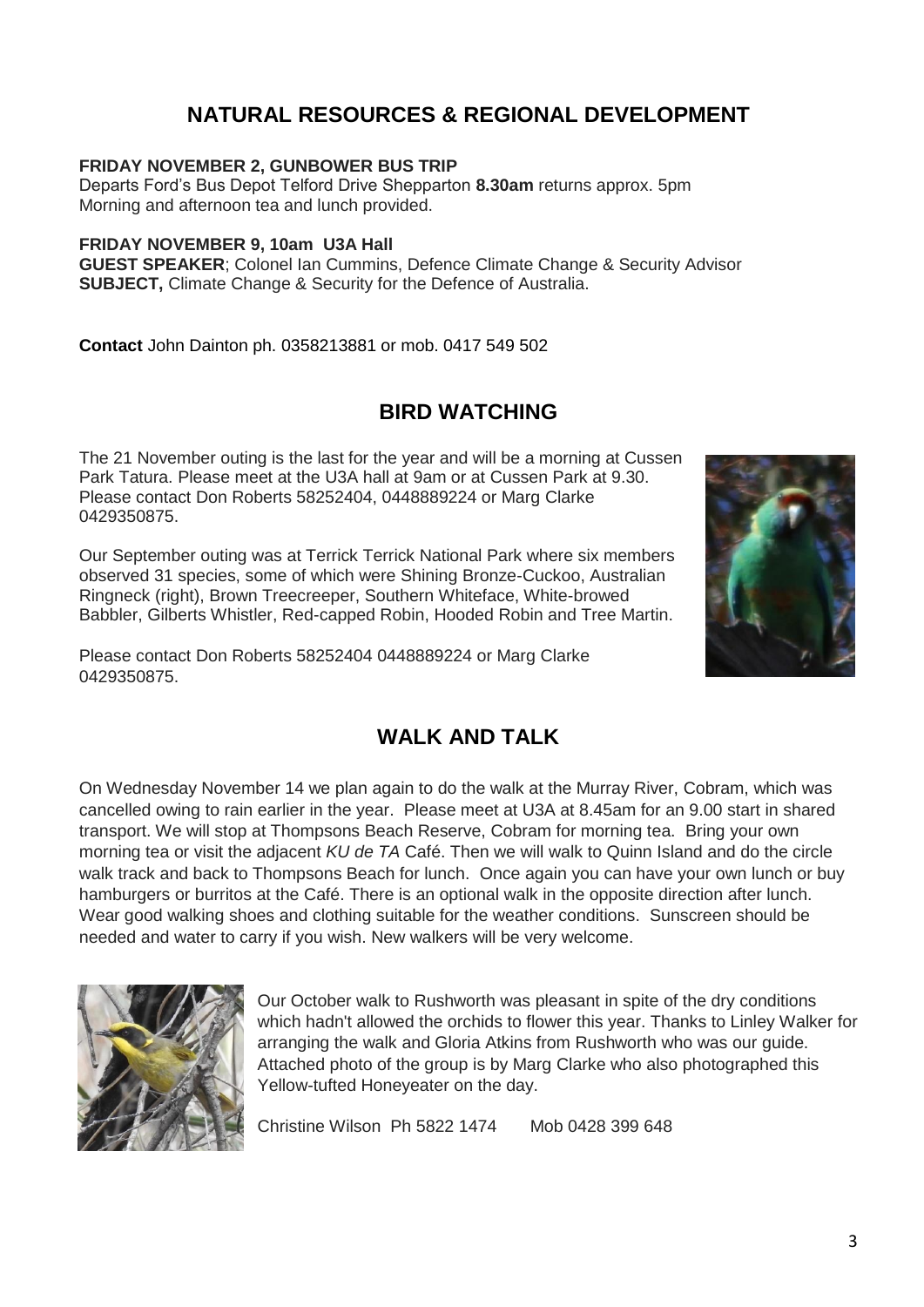## NATURAL RESOURCES & REGIONAL DEVELOPMENT

**FRIDAY NOVEMBER 2, GUNBOWER BUS TRIP**
Departs Ford's Bus Depot Telford Drive Shepparton **8.30am** returns approx. 5pm
Morning and afternoon tea and lunch provided.

**FRIDAY NOVEMBER 9, 10am U3A Hall**
**GUEST SPEAKER**; Colonel Ian Cummins, Defence Climate Change & Security Advisor
**SUBJECT,** Climate Change & Security for the Defence of Australia.

**Contact** John Dainton ph. 0358213881 or mob. 0417 549 502

## BIRD WATCHING

The 21 November outing is the last for the year and will be a morning at Cussen Park Tatura. Please meet at the U3A hall at 9am or at Cussen Park at 9.30. Please contact Don Roberts 58252404, 0448889224 or Marg Clarke 0429350875.

Our September outing was at Terrick Terrick National Park where six members observed 31 species, some of which were Shining Bronze-Cuckoo, Australian Ringneck (right), Brown Treecreeper, Southern Whiteface, White-browed Babbler, Gilberts Whistler, Red-capped Robin, Hooded Robin and Tree Martin.

Please contact Don Roberts 58252404 0448889224 or Marg Clarke 0429350875.

## WALK AND TALK

On Wednesday November 14 we plan again to do the walk at the Murray River, Cobram, which was cancelled owing to rain earlier in the year. Please meet at U3A at 8.45am for an 9.00 start in shared transport. We will stop at Thompsons Beach Reserve, Cobram for morning tea. Bring your own morning tea or visit the adjacent *KU de TA* Café. Then we will walk to Quinn Island and do the circle walk track and back to Thompsons Beach for lunch. Once again you can have your own lunch or buy hamburgers or burritos at the Café. There is an optional walk in the opposite direction after lunch. Wear good walking shoes and clothing suitable for the weather conditions. Sunscreen should be needed and water to carry if you wish. New walkers will be very welcome.

Our October walk to Rushworth was pleasant in spite of the dry conditions which hadn't allowed the orchids to flower this year. Thanks to Linley Walker for arranging the walk and Gloria Atkins from Rushworth who was our guide. Attached photo of the group is by Marg Clarke who also photographed this Yellow-tufted Honeyeater on the day.

Christine Wilson Ph 5822 1474 Mob 0428 399 648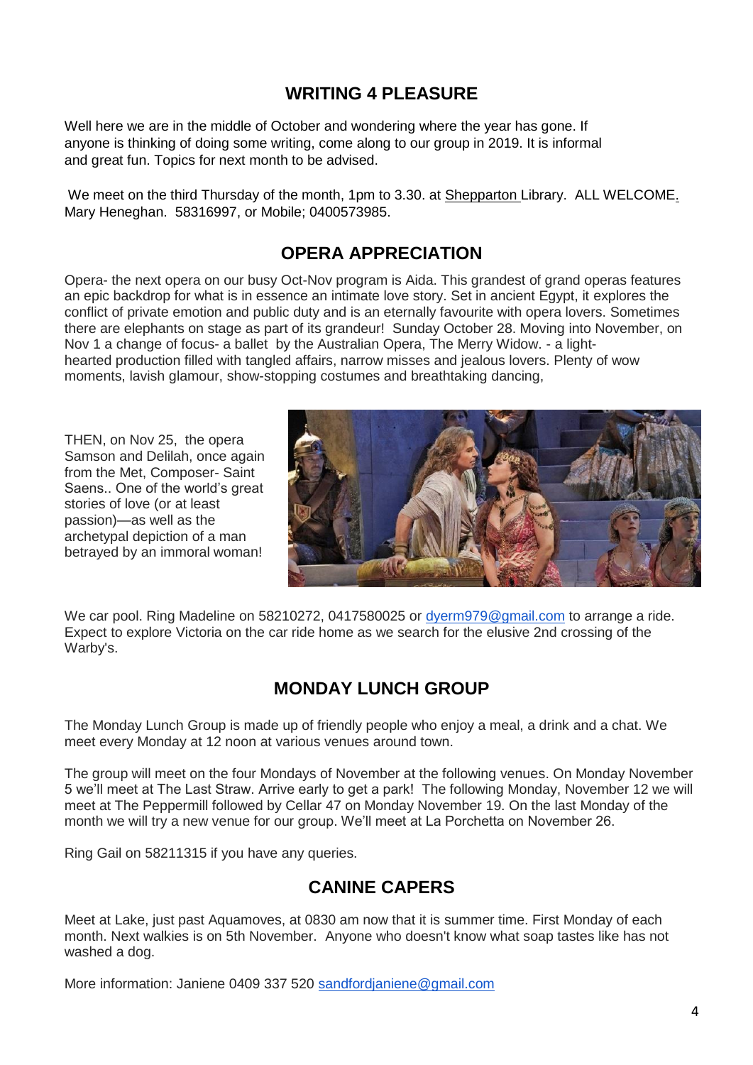## WRITING 4 PLEASURE

Well here we are in the middle of October and wondering where the year has gone. If anyone is thinking of doing some writing, come along to our group in 2019. It is informal and great fun. Topics for next month to be advised.

We meet on the third Thursday of the month, 1pm to 3.30. at Shepparton Library. ALL WELCOME. Mary Heneghan. 58316997, or Mobile; 0400573985.

## OPERA APPRECIATION

Opera- the next opera on our busy Oct-Nov program is Aida. This grandest of grand operas features an epic backdrop for what is in essence an intimate love story. Set in ancient Egypt, it explores the conflict of private emotion and public duty and is an eternally favourite with opera lovers. Sometimes there are elephants on stage as part of its grandeur! Sunday October 28. Moving into November, on Nov 1 a change of focus- a ballet by the Australian Opera, The Merry Widow. - a light-hearted production filled with tangled affairs, narrow misses and jealous lovers. Plenty of wow moments, lavish glamour, show-stopping costumes and breathtaking dancing,

THEN, on Nov 25, the opera Samson and Delilah, once again from the Met, Composer- Saint Saens.. One of the world's great stories of love (or at least passion)—as well as the archetypal depiction of a man betrayed by an immoral woman!

We car pool. Ring Madeline on 58210272, 0417580025 or dyerm979@gmail.com to arrange a ride. Expect to explore Victoria on the car ride home as we search for the elusive 2nd crossing of the Warby's.

## MONDAY LUNCH GROUP

The Monday Lunch Group is made up of friendly people who enjoy a meal, a drink and a chat. We meet every Monday at 12 noon at various venues around town.

The group will meet on the four Mondays of November at the following venues. On Monday November 5 we'll meet at The Last Straw. Arrive early to get a park! The following Monday, November 12 we will meet at The Peppermill followed by Cellar 47 on Monday November 19. On the last Monday of the month we will try a new venue for our group. We'll meet at La Porchetta on November 26.

Ring Gail on 58211315 if you have any queries.

## CANINE CAPERS

Meet at Lake, just past Aquamoves, at 0830 am now that it is summer time. First Monday of each month. Next walkies is on 5th November. Anyone who doesn't know what soap tastes like has not washed a dog.

More information: Janiene 0409 337 520 sandfordjaniene@gmail.com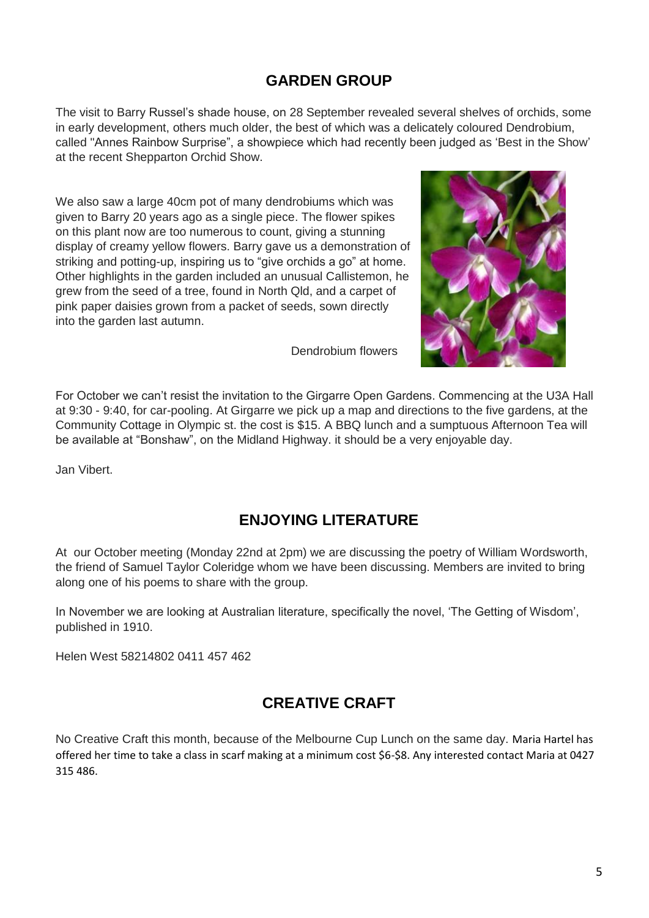## GARDEN GROUP

The visit to Barry Russel's shade house, on 28 September revealed several shelves of orchids, some in early development, others much older, the best of which was a delicately coloured Dendrobium, called "Annes Rainbow Surprise", a showpiece which had recently been judged as 'Best in the Show' at the recent Shepparton Orchid Show.

We also saw a large 40cm pot of many dendrobiums which was given to Barry 20 years ago as a single piece. The flower spikes on this plant now are too numerous to count, giving a stunning display of creamy yellow flowers. Barry gave us a demonstration of striking and potting-up, inspiring us to "give orchids a go" at home. Other highlights in the garden included an unusual Callistemon, he grew from the seed of a tree, found in North Qld, and a carpet of pink paper daisies grown from a packet of seeds, sown directly into the garden last autumn.

Dendrobium flowers

For October we can't resist the invitation to the Girgarre Open Gardens. Commencing at the U3A Hall at 9:30 - 9:40, for car-pooling. At Girgarre we pick up a map and directions to the five gardens, at the Community Cottage in Olympic st. the cost is $15. A BBQ lunch and a sumptuous Afternoon Tea will be available at "Bonshaw", on the Midland Highway. it should be a very enjoyable day.

Jan Vibert.

## ENJOYING LITERATURE

At our October meeting (Monday 22nd at 2pm) we are discussing the poetry of William Wordsworth, the friend of Samuel Taylor Coleridge whom we have been discussing. Members are invited to bring along one of his poems to share with the group.

In November we are looking at Australian literature, specifically the novel, 'The Getting of Wisdom', published in 1910.

Helen West 58214802 0411 457 462

## CREATIVE CRAFT

No Creative Craft this month, because of the Melbourne Cup Lunch on the same day. Maria Hartel has offered her time to take a class in scarf making at a minimum cost $6-$8. Any interested contact Maria at 0427 315 486.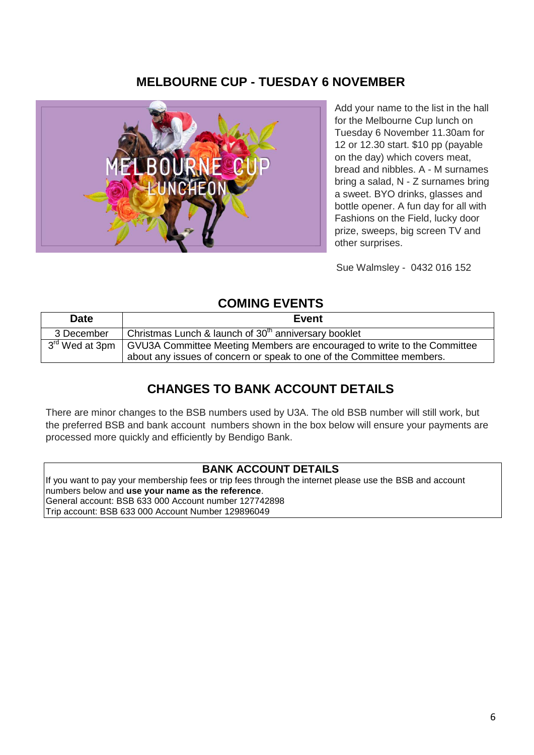## MELBOURNE CUP - TUESDAY 6 NOVEMBER

Add your name to the list in the hall for the Melbourne Cup lunch on Tuesday 6 November 11.30am for 12 or 12.30 start. $10 pp (payable on the day) which covers meat, bread and nibbles. A - M surnames bring a salad, N - Z surnames bring a sweet. BYO drinks, glasses and bottle opener. A fun day for all with Fashions on the Field, lucky door prize, sweeps, big screen TV and other surprises.

Sue Walmsley - 0432 016 152

## COMING EVENTS

| Date | Event |
|---|---|
| 3 December | Christmas Lunch & launch of 30th anniversary booklet |
| 3rd Wed at 3pm | GVU3A Committee Meeting Members are encouraged to write to the Committee about any issues of concern or speak to one of the Committee members. |

## CHANGES TO BANK ACCOUNT DETAILS

There are minor changes to the BSB numbers used by U3A. The old BSB number will still work, but the preferred BSB and bank account numbers shown in the box below will ensure your payments are processed more quickly and efficiently by Bendigo Bank.

### BANK ACCOUNT DETAILS

If you want to pay your membership fees or trip fees through the internet please use the BSB and account numbers below and **use your name as the reference**.
General account: BSB 633 000 Account number 127742898
Trip account: BSB 633 000 Account Number 129896049